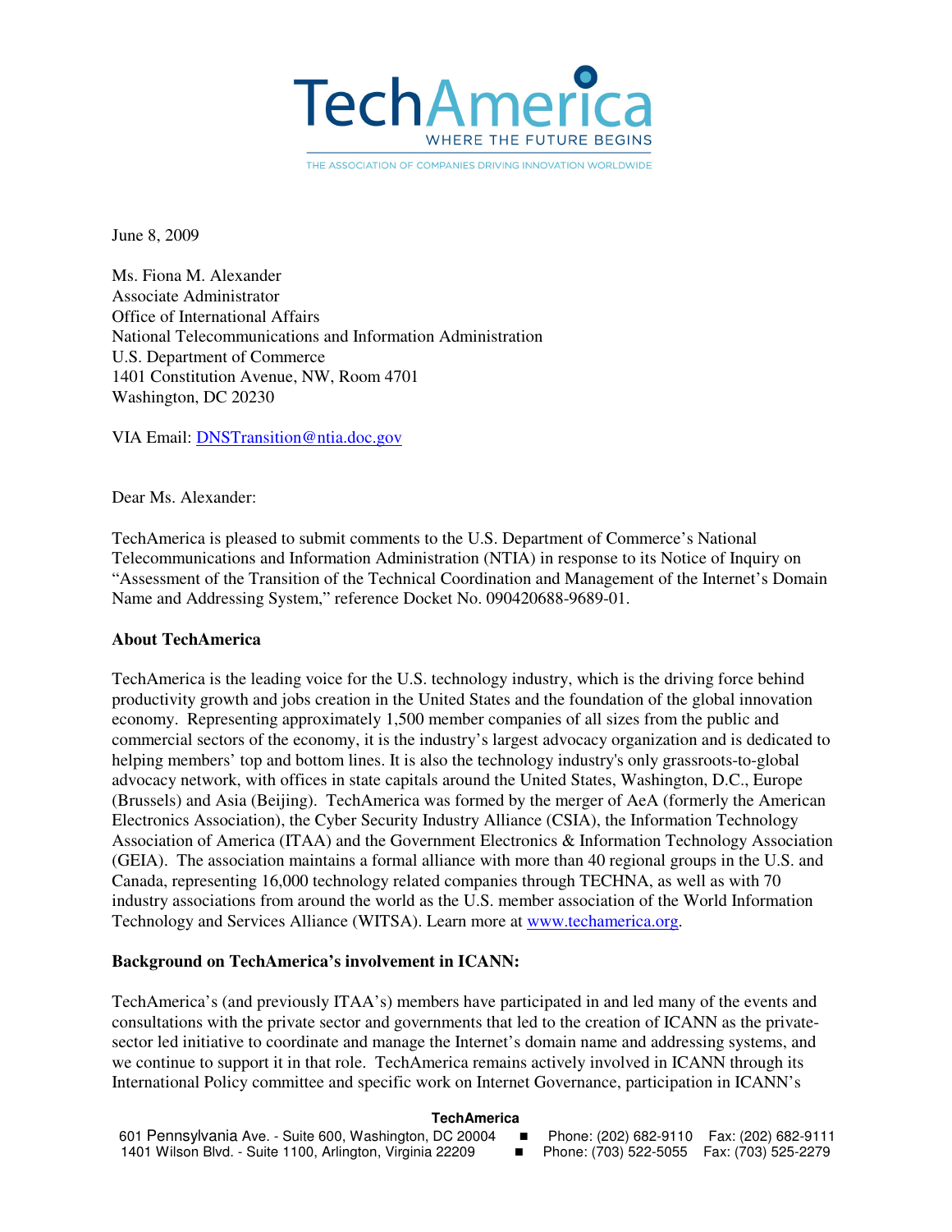# TechAmerica

WHERE THE FUTURE BEGINS

THE ASSOCIATION OF COMPANIES DRIVING INNOVATION WORLDWIDE

June 8, 2009

Ms. Fiona M. Alexander
Associate Administrator
Office of International Affairs
National Telecommunications and Information Administration
U.S. Department of Commerce
1401 Constitution Avenue, NW, Room 4701
Washington, DC 20230

VIA Email: DNSTransition@ntia.doc.gov

Dear Ms. Alexander:

TechAmerica is pleased to submit comments to the U.S. Department of Commerce's National Telecommunications and Information Administration (NTIA) in response to its Notice of Inquiry on "Assessment of the Transition of the Technical Coordination and Management of the Internet's Domain Name and Addressing System," reference Docket No. 090420688-9689-01.

**About TechAmerica**

TechAmerica is the leading voice for the U.S. technology industry, which is the driving force behind productivity growth and jobs creation in the United States and the foundation of the global innovation economy. Representing approximately 1,500 member companies of all sizes from the public and commercial sectors of the economy, it is the industry's largest advocacy organization and is dedicated to helping members' top and bottom lines. It is also the technology industry's only grassroots-to-global advocacy network, with offices in state capitals around the United States, Washington, D.C., Europe (Brussels) and Asia (Beijing). TechAmerica was formed by the merger of AeA (formerly the American Electronics Association), the Cyber Security Industry Alliance (CSIA), the Information Technology Association of America (ITAA) and the Government Electronics & Information Technology Association (GEIA). The association maintains a formal alliance with more than 40 regional groups in the U.S. and Canada, representing 16,000 technology related companies through TECHNA, as well as with 70 industry associations from around the world as the U.S. member association of the World Information Technology and Services Alliance (WITSA). Learn more at www.techamerica.org.

**Background on TechAmerica's involvement in ICANN:**

TechAmerica's (and previously ITAA's) members have participated in and led many of the events and consultations with the private sector and governments that led to the creation of ICANN as the private-sector led initiative to coordinate and manage the Internet's domain name and addressing systems, and we continue to support it in that role. TechAmerica remains actively involved in ICANN through its International Policy committee and specific work on Internet Governance, participation in ICANN's

**TechAmerica**
601 Pennsylvania Ave. - Suite 600, Washington, DC 20004 ■ Phone: (202) 682-9110 Fax: (202) 682-9111
1401 Wilson Blvd. - Suite 1100, Arlington, Virginia 22209 ■ Phone: (703) 522-5055 Fax: (703) 525-2279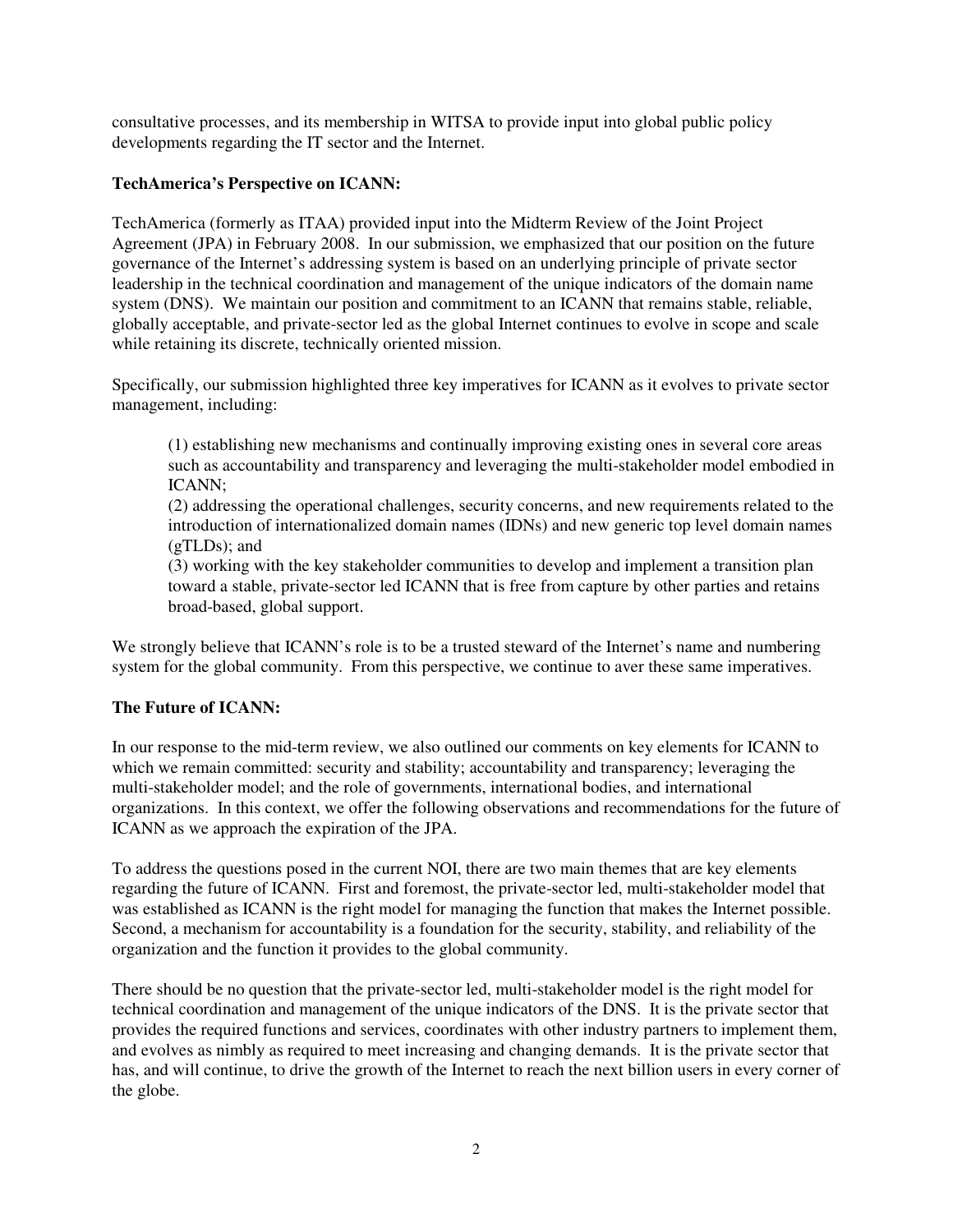consultative processes, and its membership in WITSA to provide input into global public policy developments regarding the IT sector and the Internet.

**TechAmerica's Perspective on ICANN:**

TechAmerica (formerly as ITAA) provided input into the Midterm Review of the Joint Project Agreement (JPA) in February 2008. In our submission, we emphasized that our position on the future governance of the Internet's addressing system is based on an underlying principle of private sector leadership in the technical coordination and management of the unique indicators of the domain name system (DNS). We maintain our position and commitment to an ICANN that remains stable, reliable, globally acceptable, and private-sector led as the global Internet continues to evolve in scope and scale while retaining its discrete, technically oriented mission.

Specifically, our submission highlighted three key imperatives for ICANN as it evolves to private sector management, including:

> (1) establishing new mechanisms and continually improving existing ones in several core areas such as accountability and transparency and leveraging the multi-stakeholder model embodied in ICANN;
> (2) addressing the operational challenges, security concerns, and new requirements related to the introduction of internationalized domain names (IDNs) and new generic top level domain names (gTLDs); and
> (3) working with the key stakeholder communities to develop and implement a transition plan toward a stable, private-sector led ICANN that is free from capture by other parties and retains broad-based, global support.

We strongly believe that ICANN's role is to be a trusted steward of the Internet's name and numbering system for the global community. From this perspective, we continue to aver these same imperatives.

**The Future of ICANN:**

In our response to the mid-term review, we also outlined our comments on key elements for ICANN to which we remain committed: security and stability; accountability and transparency; leveraging the multi-stakeholder model; and the role of governments, international bodies, and international organizations. In this context, we offer the following observations and recommendations for the future of ICANN as we approach the expiration of the JPA.

To address the questions posed in the current NOI, there are two main themes that are key elements regarding the future of ICANN. First and foremost, the private-sector led, multi-stakeholder model that was established as ICANN is the right model for managing the function that makes the Internet possible. Second, a mechanism for accountability is a foundation for the security, stability, and reliability of the organization and the function it provides to the global community.

There should be no question that the private-sector led, multi-stakeholder model is the right model for technical coordination and management of the unique indicators of the DNS. It is the private sector that provides the required functions and services, coordinates with other industry partners to implement them, and evolves as nimbly as required to meet increasing and changing demands. It is the private sector that has, and will continue, to drive the growth of the Internet to reach the next billion users in every corner of the globe.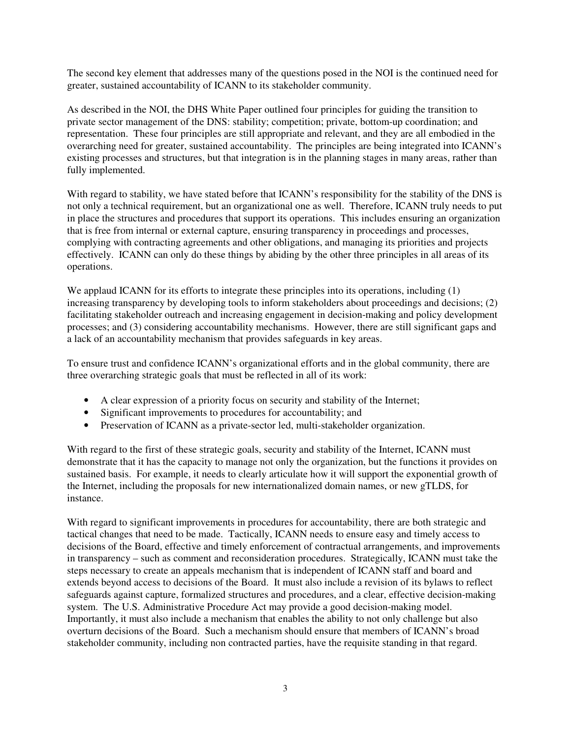The second key element that addresses many of the questions posed in the NOI is the continued need for greater, sustained accountability of ICANN to its stakeholder community.

As described in the NOI, the DHS White Paper outlined four principles for guiding the transition to private sector management of the DNS: stability; competition; private, bottom-up coordination; and representation. These four principles are still appropriate and relevant, and they are all embodied in the overarching need for greater, sustained accountability. The principles are being integrated into ICANN's existing processes and structures, but that integration is in the planning stages in many areas, rather than fully implemented.

With regard to stability, we have stated before that ICANN's responsibility for the stability of the DNS is not only a technical requirement, but an organizational one as well. Therefore, ICANN truly needs to put in place the structures and procedures that support its operations. This includes ensuring an organization that is free from internal or external capture, ensuring transparency in proceedings and processes, complying with contracting agreements and other obligations, and managing its priorities and projects effectively. ICANN can only do these things by abiding by the other three principles in all areas of its operations.

We applaud ICANN for its efforts to integrate these principles into its operations, including (1) increasing transparency by developing tools to inform stakeholders about proceedings and decisions; (2) facilitating stakeholder outreach and increasing engagement in decision-making and policy development processes; and (3) considering accountability mechanisms. However, there are still significant gaps and a lack of an accountability mechanism that provides safeguards in key areas.

To ensure trust and confidence ICANN's organizational efforts and in the global community, there are three overarching strategic goals that must be reflected in all of its work:

- A clear expression of a priority focus on security and stability of the Internet;
- Significant improvements to procedures for accountability; and
- Preservation of ICANN as a private-sector led, multi-stakeholder organization.

With regard to the first of these strategic goals, security and stability of the Internet, ICANN must demonstrate that it has the capacity to manage not only the organization, but the functions it provides on sustained basis. For example, it needs to clearly articulate how it will support the exponential growth of the Internet, including the proposals for new internationalized domain names, or new gTLDS, for instance.

With regard to significant improvements in procedures for accountability, there are both strategic and tactical changes that need to be made. Tactically, ICANN needs to ensure easy and timely access to decisions of the Board, effective and timely enforcement of contractual arrangements, and improvements in transparency – such as comment and reconsideration procedures. Strategically, ICANN must take the steps necessary to create an appeals mechanism that is independent of ICANN staff and board and extends beyond access to decisions of the Board. It must also include a revision of its bylaws to reflect safeguards against capture, formalized structures and procedures, and a clear, effective decision-making system. The U.S. Administrative Procedure Act may provide a good decision-making model. Importantly, it must also include a mechanism that enables the ability to not only challenge but also overturn decisions of the Board. Such a mechanism should ensure that members of ICANN's broad stakeholder community, including non contracted parties, have the requisite standing in that regard.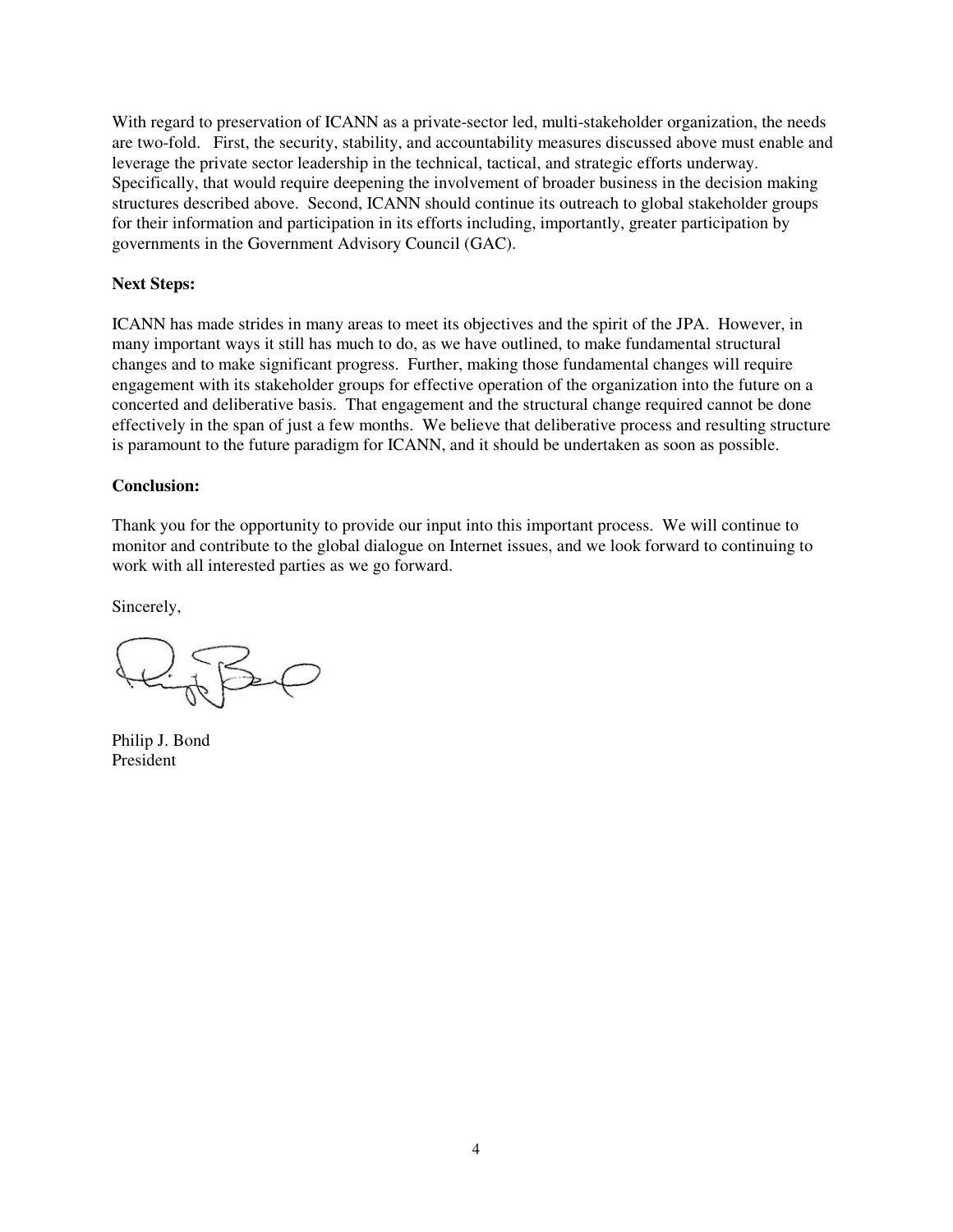With regard to preservation of ICANN as a private-sector led, multi-stakeholder organization, the needs are two-fold. First, the security, stability, and accountability measures discussed above must enable and leverage the private sector leadership in the technical, tactical, and strategic efforts underway. Specifically, that would require deepening the involvement of broader business in the decision making structures described above. Second, ICANN should continue its outreach to global stakeholder groups for their information and participation in its efforts including, importantly, greater participation by governments in the Government Advisory Council (GAC).

**Next Steps:**

ICANN has made strides in many areas to meet its objectives and the spirit of the JPA. However, in many important ways it still has much to do, as we have outlined, to make fundamental structural changes and to make significant progress. Further, making those fundamental changes will require engagement with its stakeholder groups for effective operation of the organization into the future on a concerted and deliberative basis. That engagement and the structural change required cannot be done effectively in the span of just a few months. We believe that deliberative process and resulting structure is paramount to the future paradigm for ICANN, and it should be undertaken as soon as possible.

**Conclusion:**

Thank you for the opportunity to provide our input into this important process. We will continue to monitor and contribute to the global dialogue on Internet issues, and we look forward to continuing to work with all interested parties as we go forward.

Sincerely,

Philip J. Bond
President